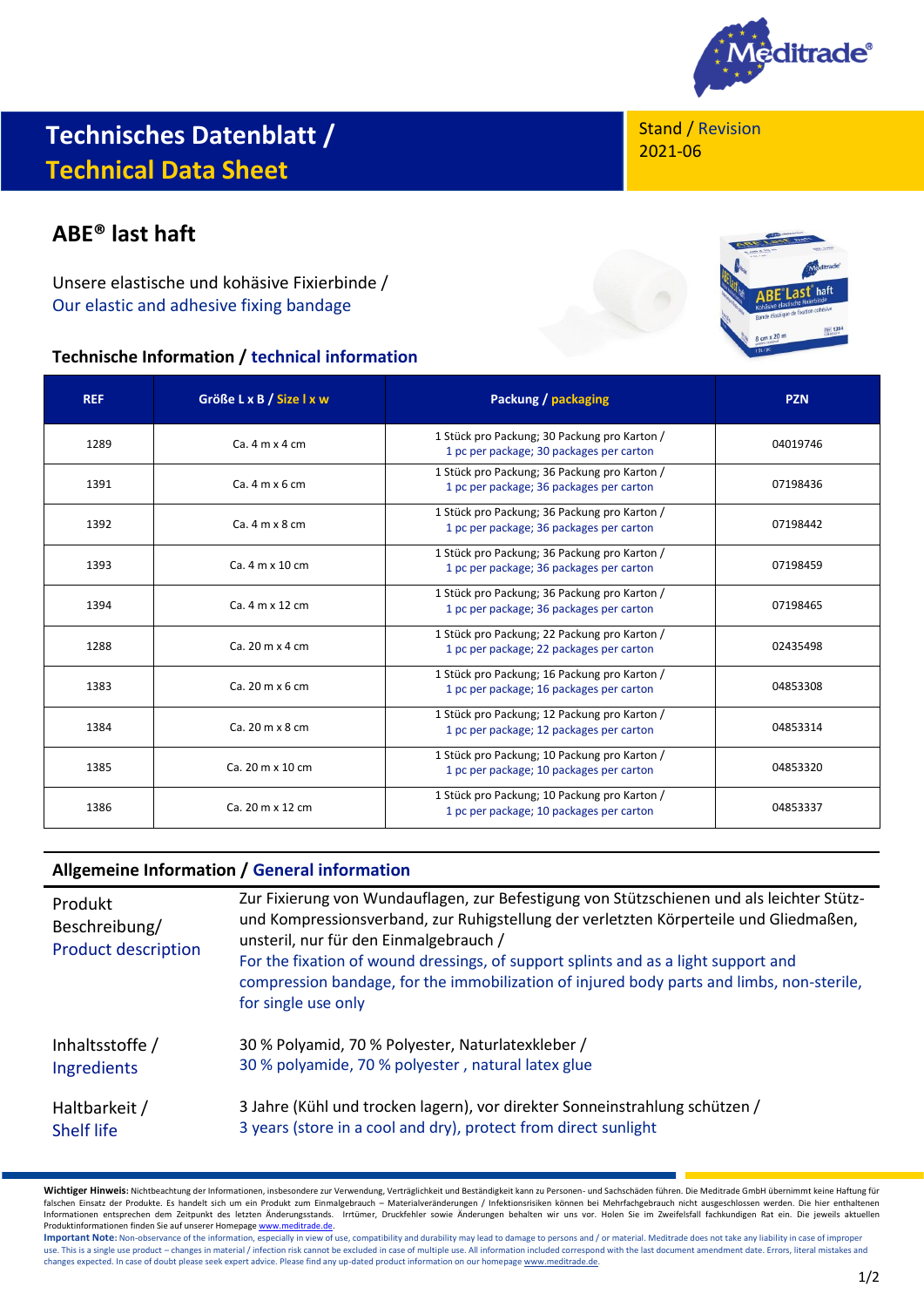# Technisches Datenblatt / Technical Data Sheet

Stand / Revision
2021-06

## ABE® last haft

Unsere elastische und kohäsive Fixierbinde /
Our elastic and adhesive fixing bandage

### Technische Information / technical information

| REF | Größe L x B / Size l x w | Packung / packaging | PZN |
|---|---|---|---|
| 1289 | Ca. 4 m x 4 cm | 1 Stück pro Packung; 30 Packung pro Karton / 1 pc per package; 30 packages per carton | 04019746 |
| 1391 | Ca. 4 m x 6 cm | 1 Stück pro Packung; 36 Packung pro Karton / 1 pc per package; 36 packages per carton | 07198436 |
| 1392 | Ca. 4 m x 8 cm | 1 Stück pro Packung; 36 Packung pro Karton / 1 pc per package; 36 packages per carton | 07198442 |
| 1393 | Ca. 4 m x 10 cm | 1 Stück pro Packung; 36 Packung pro Karton / 1 pc per package; 36 packages per carton | 07198459 |
| 1394 | Ca. 4 m x 12 cm | 1 Stück pro Packung; 36 Packung pro Karton / 1 pc per package; 36 packages per carton | 07198465 |
| 1288 | Ca. 20 m x 4 cm | 1 Stück pro Packung; 22 Packung pro Karton / 1 pc per package; 22 packages per carton | 02435498 |
| 1383 | Ca. 20 m x 6 cm | 1 Stück pro Packung; 16 Packung pro Karton / 1 pc per package; 16 packages per carton | 04853308 |
| 1384 | Ca. 20 m x 8 cm | 1 Stück pro Packung; 12 Packung pro Karton / 1 pc per package; 12 packages per carton | 04853314 |
| 1385 | Ca. 20 m x 10 cm | 1 Stück pro Packung; 10 Packung pro Karton / 1 pc per package; 10 packages per carton | 04853320 |
| 1386 | Ca. 20 m x 12 cm | 1 Stück pro Packung; 10 Packung pro Karton / 1 pc per package; 10 packages per carton | 04853337 |

### Allgemeine Information / General information

| | |
|---|---|
| Produkt Beschreibung/ Product description | Zur Fixierung von Wundauflagen, zur Befestigung von Stützschienen und als leichter Stütz- und Kompressionsverband, zur Ruhigstellung der verletzten Körperteile und Gliedmaßen, unsteril, nur für den Einmalgebrauch / For the fixation of wound dressings, of support splints and as a light support and compression bandage, for the immobilization of injured body parts and limbs, non-sterile, for single use only |
| Inhaltsstoffe / Ingredients | 30 % Polyamid, 70 % Polyester, Naturlatexkleber / 30 % polyamide, 70 % polyester , natural latex glue |
| Haltbarkeit / Shelf life | 3 Jahre (Kühl und trocken lagern), vor direkter Sonneinstrahlung schützen / 3 years (store in a cool and dry), protect from direct sunlight |

**Wichtiger Hinweis:** Nichtbeachtung der Informationen, insbesondere zur Verwendung, Verträglichkeit und Beständigkeit kann zu Personen- und Sachschäden führen. Die Meditrade GmbH übernimmt keine Haftung für falschen Einsatz der Produkte. Es handelt sich um ein Produkt zum Einmalgebrauch – Materialveränderungen / Infektionsrisiken können bei Mehrfachgebrauch nicht ausgeschlossen werden. Die hier enthaltenen Informationen entsprechen dem Zeitpunkt des letzten Änderungsstands. Irrtümer, Druckfehler sowie Änderungen behalten wir uns vor. Holen Sie im Zweifelsfall fachkundigen Rat ein. Die jeweils aktuellen Produktinformationen finden Sie auf unserer Homepage www.meditrade.de.

**Important Note:** Non-observance of the information, especially in view of use, compatibility and durability may lead to damage to persons and / or material. Meditrade does not take any liability in case of improper use. This is a single use product – changes in material / infection risk cannot be excluded in case of multiple use. All information included correspond with the last document amendment date. Errors, literal mistakes and changes expected. In case of doubt please seek expert advice. Please find any up-dated product information on our homepage www.meditrade.de.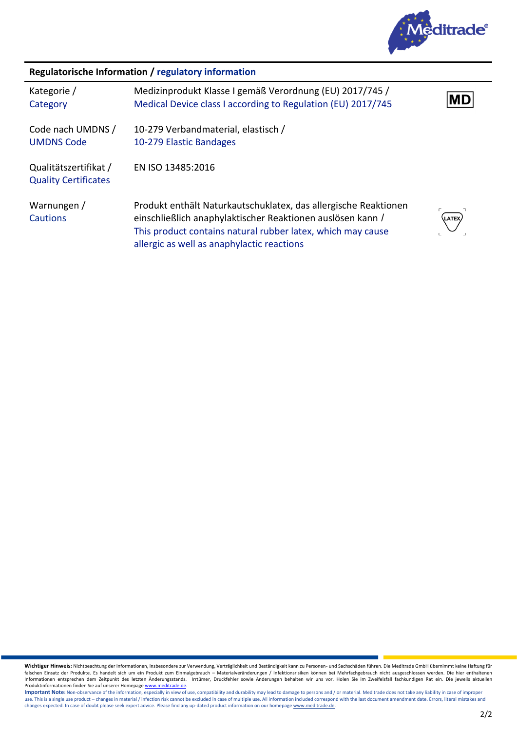## Regulatorische Information / regulatory information

| | |
|---|---|
| Kategorie / Category | Medizinprodukt Klasse I gemäß Verordnung (EU) 2017/745 / Medical Device class I according to Regulation (EU) 2017/745 |
| Code nach UMDNS / UMDNS Code | 10-279 Verbandmaterial, elastisch / 10-279 Elastic Bandages |
| Qualitätszertifikat / Quality Certificates | EN ISO 13485:2016 |
| Warnungen / Cautions | Produkt enthält Naturkautschuklatex, das allergische Reaktionen einschließlich anaphylaktischer Reaktionen auslösen kann / This product contains natural rubber latex, which may cause allergic as well as anaphylactic reactions |

**Wichtiger Hinweis:** Nichtbeachtung der Informationen, insbesondere zur Verwendung, Verträglichkeit und Beständigkeit kann zu Personen- und Sachschäden führen. Die Meditrade GmbH übernimmt keine Haftung für falschen Einsatz der Produkte. Es handelt sich um ein Produkt zum Einmalgebrauch – Materialveränderungen / Infektionsrisiken können bei Mehrfachgebrauch nicht ausgeschlossen werden. Die hier enthaltenen Informationen entsprechen dem Zeitpunkt des letzten Änderungsstands. Irrtümer, Druckfehler sowie Änderungen behalten wir uns vor. Holen Sie im Zweifelsfall fachkundigen Rat ein. Die jeweils aktuellen Produktinformationen finden Sie auf unserer Homepage www.meditrade.de.

**Important Note:** Non-observance of the information, especially in view of use, compatibility and durability may lead to damage to persons and / or material. Meditrade does not take any liability in case of improper use. This is a single use product – changes in material / infection risk cannot be excluded in case of multiple use. All information included correspond with the last document amendment date. Errors, literal mistakes and changes expected. In case of doubt please seek expert advice. Please find any up-dated product information on our homepage www.meditrade.de.